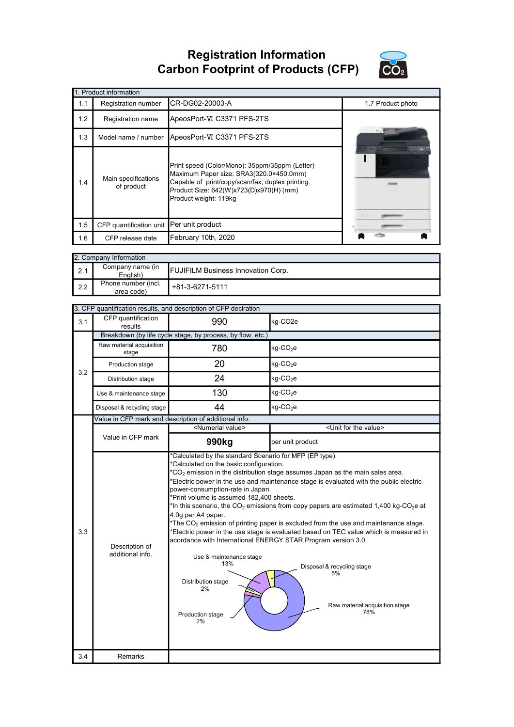# Registration Information
# Carbon Footprint of Products (CFP)

| 1. Product information | | | |
|---|---|---|---|
| 1.1 | Registration number | CR-DG02-20003-A | 1.7 Product photo |
| 1.2 | Registration name | ApeosPort-Ⅵ C3371 PFS-2TS | |
| 1.3 | Model name / number | ApeosPort-Ⅵ C3371 PFS-2TS | |
| 1.4 | Main specifications of product | Print speed (Color/Mono): 35ppm/35ppm (Letter)<br>Maximum Paper size: SRA3(320.0×450.0mm)<br>Capable of print/copy/scan/fax, duplex printing.<br>Product Size: 642(W)x723(D)x970(H) (mm)<br>Product weight: 119kg | |
| 1.5 | CFP quantification unit | Per unit product | |
| 1.6 | CFP release date | February 10th, 2020 | |

| 2. Company Information | | |
|---|---|---|
| 2.1 | Company name (in English) | FUJIFILM Business Innovation Corp. |
| 2.2 | Phone number (incl. area code) | +81-3-6271-5111 |

| 3. CFP quantification results, and description of CFP declration | | | |
|---|---|---|---|
| 3.1 | CFP quantification results | 990 | kg-CO2e |
| 3.2 | Breakdown (by life cycle stage, by process, by flow, etc.) | | |
| | Raw material acquisition stage | 780 | kg-$CO_2$e |
| | Production stage | 20 | kg-$CO_2$e |
| | Distribution stage | 24 | kg-$CO_2$e |
| | Use & maintenance stage | 130 | kg-$CO_2$e |
| | Disposal & recycling stage | 44 | kg-$CO_2$e |
| 3.3 | Value in CFP mark and description of additional info. | | |
| | Value in CFP mark | <Numerial value> | <Unit for the value> |
| | | **990kg** | per unit product |
| | Description of additional info. | *Calculated by the standard Scenario for MFP (EP type).<br>*Calculated on the basic configuration.<br>*$CO_2$ emission in the distribution stage assumes Japan as the main sales area.<br>*Electric power in the use and maintenance stage is evaluated with the public electric-power-consumption-rate in Japan.<br>*Print volume is assumed 182,400 sheets.<br>*In this scenario, the $CO_2$ emissions from copy papers are estimated 1,400 kg-$CO_2$e at 4.0g per A4 paper.<br>*The $CO_2$ emission of printing paper is excluded from the use and maintenance stage.<br>*Electric power in the use stage is evaluated based on TEC value which is measured in acordance with International ENERGY STAR Program version 3.0.<br><br>Use & maintenance stage 13%<br>Disposal & recycling stage 5%<br>Distribution stage 2%<br>Raw material acquisition stage 78%<br>Production stage 2% | |
| 3.4 | Remarks | | |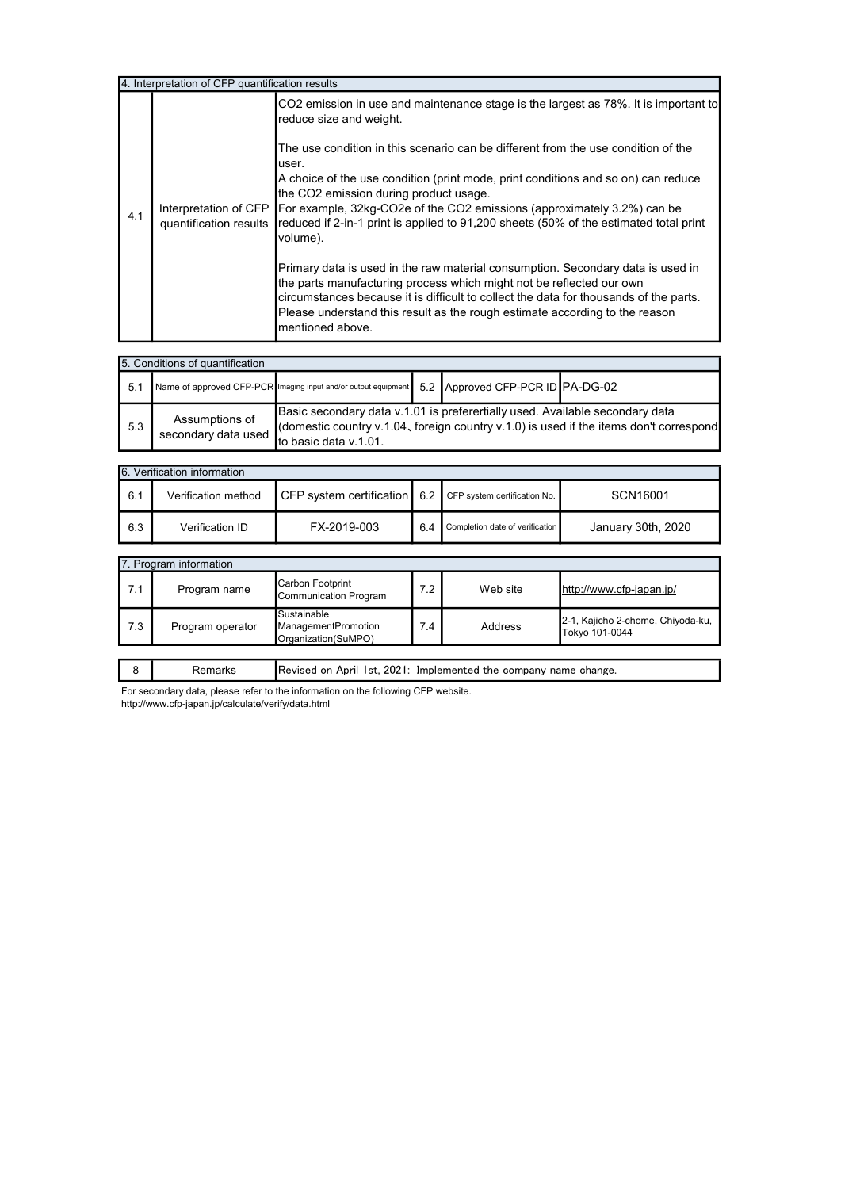| 4. Interpretation of CFP quantification results | | |
|---|---|---|
| 4.1 | Interpretation of CFP quantification results | $CO_2$ emission in use and maintenance stage is the largest as 78%. It is important to reduce size and weight.<br><br>The use condition in this scenario can be different from the use condition of the user.<br>A choice of the use condition (print mode, print conditions and so on) can reduce the $CO_2$ emission during product usage.<br>For example, 32kg-CO2e of the $CO_2$ emissions (approximately 3.2%) can be reduced if 2-in-1 print is applied to 91,200 sheets (50% of the estimated total print volume).<br><br>Primary data is used in the raw material consumption. Secondary data is used in the parts manufacturing process which might not be reflected our own circumstances because it is difficult to collect the data for thousands of the parts. Please understand this result as the rough estimate according to the reason mentioned above. |

| 5. Conditions of quantification | | | | | |
|---|---|---|---|---|---|
| 5.1 | Name of approved CFP-PCR | Imaging input and/or output equipment | 5.2 | Approved CFP-PCR ID | PA-DG-02 |
| 5.3 | Assumptions of secondary data used | Basic secondary data v.1.01 is preferertially used. Available secondary data (domestic country v.1.04、foreign country v.1.0) is used if the items don't correspond to basic data v.1.01. | | | |

| 6. Verification information | | | | | |
|---|---|---|---|---|---|
| 6.1 | Verification method | CFP system certification | 6.2 | CFP system certification No. | SCN16001 |
| 6.3 | Verification ID | FX-2019-003 | 6.4 | Completion date of verification | January 30th, 2020 |

| 7. Program information | | | | | |
|---|---|---|---|---|---|
| 7.1 | Program name | Carbon Footprint Communication Program | 7.2 | Web site | http://www.cfp-japan.jp/ |
| 7.3 | Program operator | Sustainable ManagementPromotion Organization(SuMPO) | 7.4 | Address | 2-1, Kajicho 2-chome, Chiyoda-ku, Tokyo 101-0044 |

| | | |
|---|---|---|
| 8 | Remarks | Revised on April 1st, 2021: Implemented the company name change. |

For secondary data, please refer to the information on the following CFP website.
http://www.cfp-japan.jp/calculate/verify/data.html